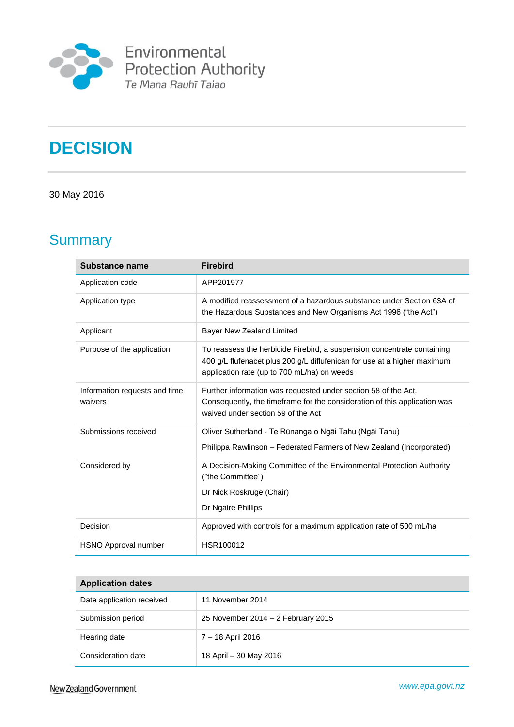Environmental Protection Authority
Te Mana Rauhī Taiao

# DECISION

30 May 2016

## Summary

| Substance name | Firebird |
|---|---|
| Application code | APP201977 |
| Application type | A modified reassessment of a hazardous substance under Section 63A of the Hazardous Substances and New Organisms Act 1996 ("the Act") |
| Applicant | Bayer New Zealand Limited |
| Purpose of the application | To reassess the herbicide Firebird, a suspension concentrate containing 400 g/L flufenacet plus 200 g/L diflufenican for use at a higher maximum application rate (up to 700 mL/ha) on weeds |
| Information requests and time waivers | Further information was requested under section 58 of the Act. Consequently, the timeframe for the consideration of this application was waived under section 59 of the Act |
| Submissions received | Oliver Sutherland - Te Rūnanga o Ngāi Tahu (Ngāi Tahu)<br>Philippa Rawlinson – Federated Farmers of New Zealand (Incorporated) |
| Considered by | A Decision-Making Committee of the Environmental Protection Authority ("the Committee")<br>Dr Nick Roskruge (Chair)<br>Dr Ngaire Phillips |
| Decision | Approved with controls for a maximum application rate of 500 mL/ha |
| HSNO Approval number | HSR100012 |

| Application dates | |
|---|---|
| Date application received | 11 November 2014 |
| Submission period | 25 November 2014 – 2 February 2015 |
| Hearing date | 7 – 18 April 2016 |
| Consideration date | 18 April – 30 May 2016 |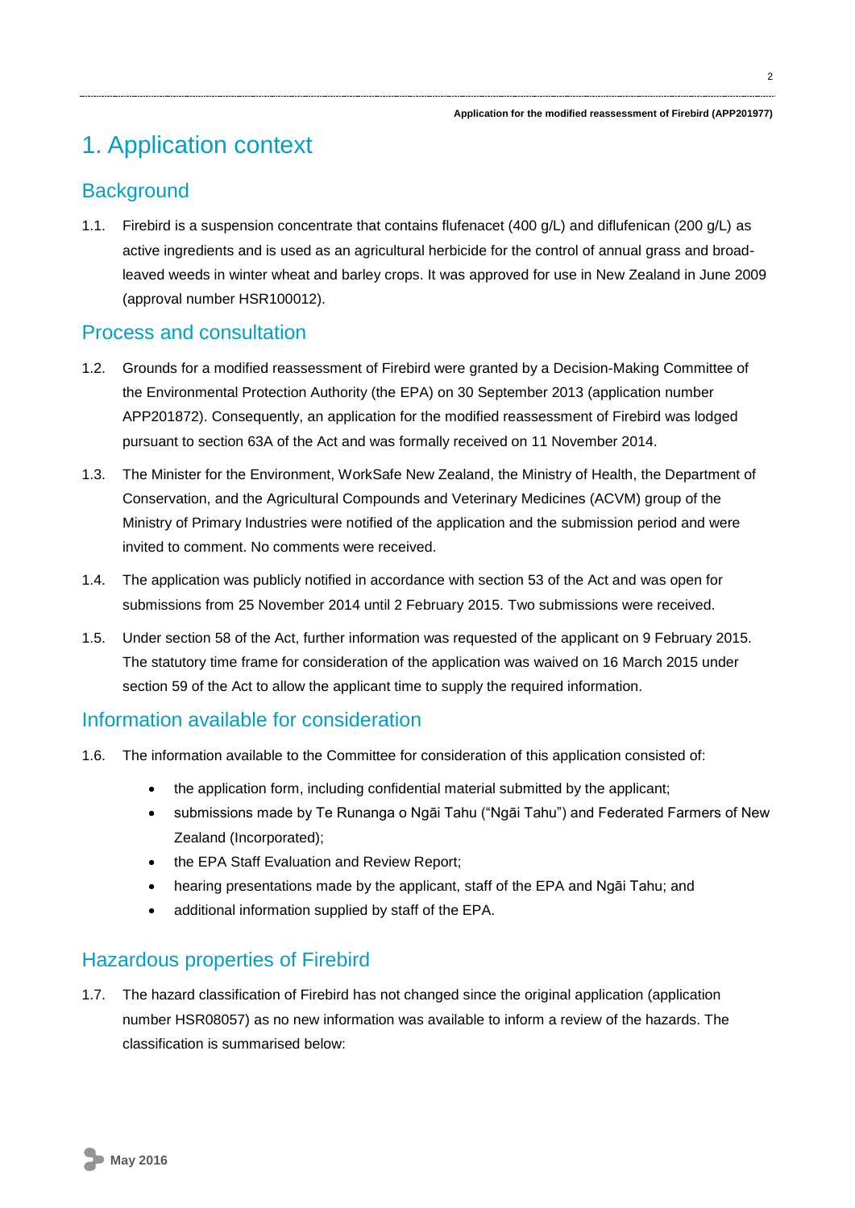# 1. Application context

## Background

1.1. Firebird is a suspension concentrate that contains flufenacet (400 g/L) and diflufenican (200 g/L) as active ingredients and is used as an agricultural herbicide for the control of annual grass and broad-leaved weeds in winter wheat and barley crops. It was approved for use in New Zealand in June 2009 (approval number HSR100012).

## Process and consultation

1.2. Grounds for a modified reassessment of Firebird were granted by a Decision-Making Committee of the Environmental Protection Authority (the EPA) on 30 September 2013 (application number APP201872). Consequently, an application for the modified reassessment of Firebird was lodged pursuant to section 63A of the Act and was formally received on 11 November 2014.

1.3. The Minister for the Environment, WorkSafe New Zealand, the Ministry of Health, the Department of Conservation, and the Agricultural Compounds and Veterinary Medicines (ACVM) group of the Ministry of Primary Industries were notified of the application and the submission period and were invited to comment. No comments were received.

1.4. The application was publicly notified in accordance with section 53 of the Act and was open for submissions from 25 November 2014 until 2 February 2015. Two submissions were received.

1.5. Under section 58 of the Act, further information was requested of the applicant on 9 February 2015. The statutory time frame for consideration of the application was waived on 16 March 2015 under section 59 of the Act to allow the applicant time to supply the required information.

## Information available for consideration

1.6. The information available to the Committee for consideration of this application consisted of:

- the application form, including confidential material submitted by the applicant;
- submissions made by Te Runanga o Ngāi Tahu ("Ngāi Tahu") and Federated Farmers of New Zealand (Incorporated);
- the EPA Staff Evaluation and Review Report;
- hearing presentations made by the applicant, staff of the EPA and Ngāi Tahu; and
- additional information supplied by staff of the EPA.

## Hazardous properties of Firebird

1.7. The hazard classification of Firebird has not changed since the original application (application number HSR08057) as no new information was available to inform a review of the hazards. The classification is summarised below: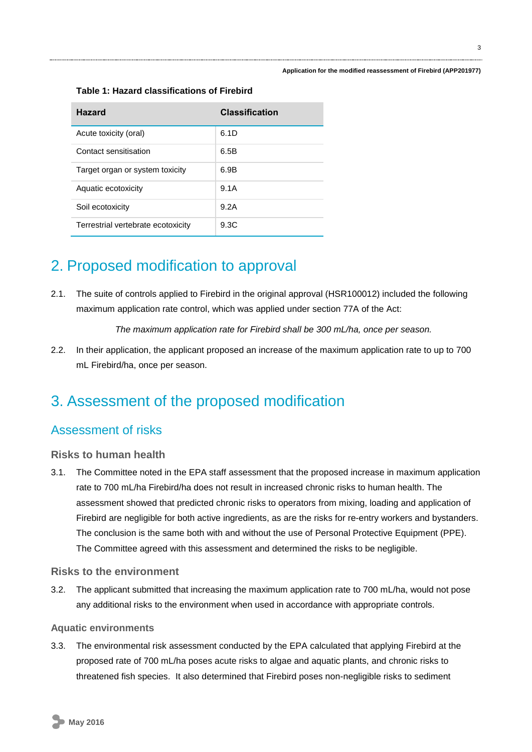**Table 1: Hazard classifications of Firebird**

| Hazard | Classification |
| --- | --- |
| Acute toxicity (oral) | 6.1D |
| Contact sensitisation | 6.5B |
| Target organ or system toxicity | 6.9B |
| Aquatic ecotoxicity | 9.1A |
| Soil ecotoxicity | 9.2A |
| Terrestrial vertebrate ecotoxicity | 9.3C |

# 2. Proposed modification to approval

2.1. The suite of controls applied to Firebird in the original approval (HSR100012) included the following maximum application rate control, which was applied under section 77A of the Act:

*The maximum application rate for Firebird shall be 300 mL/ha, once per season.*

2.2. In their application, the applicant proposed an increase of the maximum application rate to up to 700 mL Firebird/ha, once per season.

# 3. Assessment of the proposed modification

## Assessment of risks

### Risks to human health

3.1. The Committee noted in the EPA staff assessment that the proposed increase in maximum application rate to 700 mL/ha Firebird/ha does not result in increased chronic risks to human health. The assessment showed that predicted chronic risks to operators from mixing, loading and application of Firebird are negligible for both active ingredients, as are the risks for re-entry workers and bystanders. The conclusion is the same both with and without the use of Personal Protective Equipment (PPE). The Committee agreed with this assessment and determined the risks to be negligible.

### Risks to the environment

3.2. The applicant submitted that increasing the maximum application rate to 700 mL/ha, would not pose any additional risks to the environment when used in accordance with appropriate controls.

#### Aquatic environments

3.3. The environmental risk assessment conducted by the EPA calculated that applying Firebird at the proposed rate of 700 mL/ha poses acute risks to algae and aquatic plants, and chronic risks to threatened fish species. It also determined that Firebird poses non-negligible risks to sediment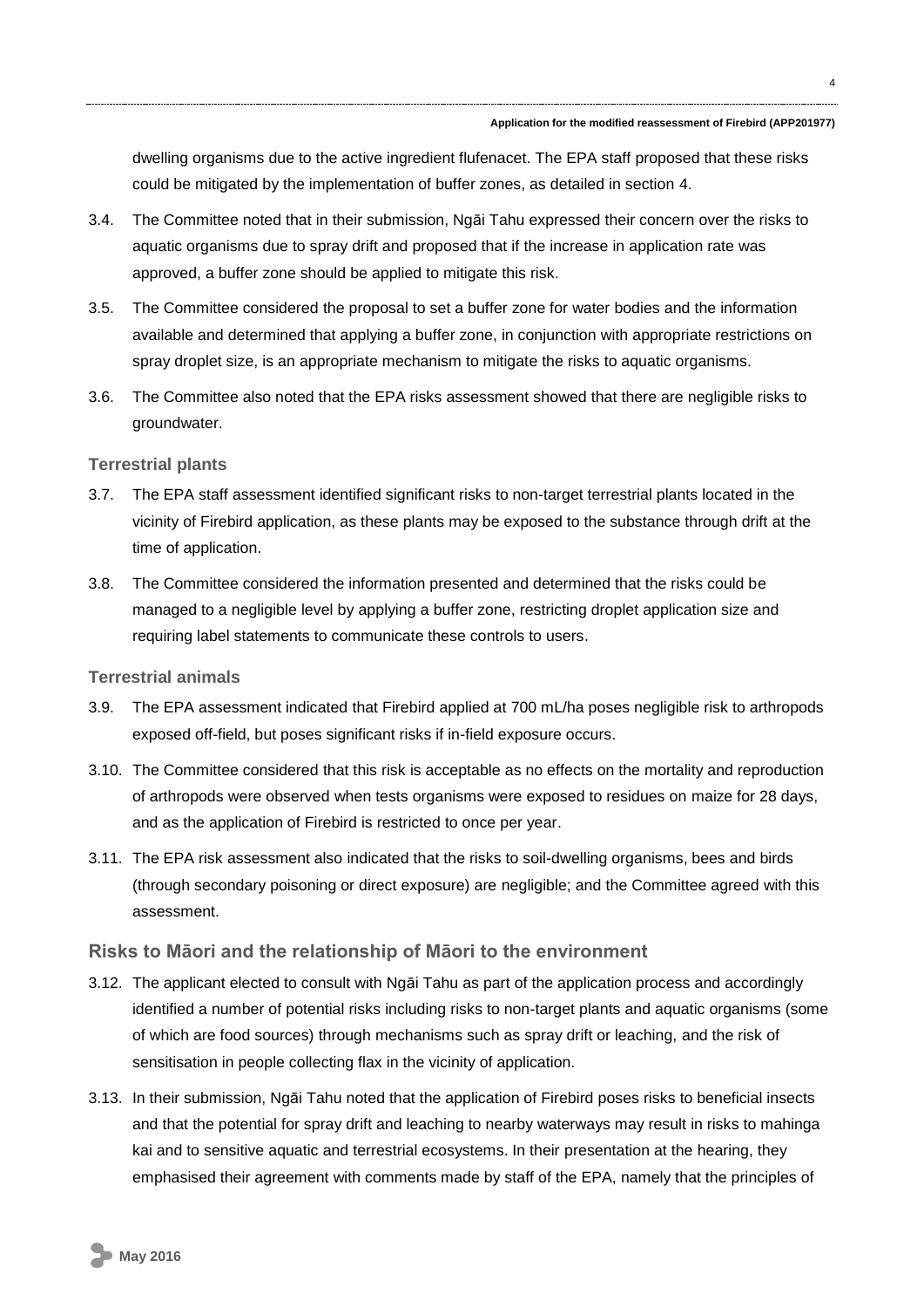dwelling organisms due to the active ingredient flufenacet. The EPA staff proposed that these risks could be mitigated by the implementation of buffer zones, as detailed in section 4.

3.4. The Committee noted that in their submission, Ngāi Tahu expressed their concern over the risks to aquatic organisms due to spray drift and proposed that if the increase in application rate was approved, a buffer zone should be applied to mitigate this risk.

3.5. The Committee considered the proposal to set a buffer zone for water bodies and the information available and determined that applying a buffer zone, in conjunction with appropriate restrictions on spray droplet size, is an appropriate mechanism to mitigate the risks to aquatic organisms.

3.6. The Committee also noted that the EPA risks assessment showed that there are negligible risks to groundwater.

### Terrestrial plants

3.7. The EPA staff assessment identified significant risks to non-target terrestrial plants located in the vicinity of Firebird application, as these plants may be exposed to the substance through drift at the time of application.

3.8. The Committee considered the information presented and determined that the risks could be managed to a negligible level by applying a buffer zone, restricting droplet application size and requiring label statements to communicate these controls to users.

### Terrestrial animals

3.9. The EPA assessment indicated that Firebird applied at 700 mL/ha poses negligible risk to arthropods exposed off-field, but poses significant risks if in-field exposure occurs.

3.10. The Committee considered that this risk is acceptable as no effects on the mortality and reproduction of arthropods were observed when tests organisms were exposed to residues on maize for 28 days, and as the application of Firebird is restricted to once per year.

3.11. The EPA risk assessment also indicated that the risks to soil-dwelling organisms, bees and birds (through secondary poisoning or direct exposure) are negligible; and the Committee agreed with this assessment.

## Risks to Māori and the relationship of Māori to the environment

3.12. The applicant elected to consult with Ngāi Tahu as part of the application process and accordingly identified a number of potential risks including risks to non-target plants and aquatic organisms (some of which are food sources) through mechanisms such as spray drift or leaching, and the risk of sensitisation in people collecting flax in the vicinity of application.

3.13. In their submission, Ngāi Tahu noted that the application of Firebird poses risks to beneficial insects and that the potential for spray drift and leaching to nearby waterways may result in risks to mahinga kai and to sensitive aquatic and terrestrial ecosystems. In their presentation at the hearing, they emphasised their agreement with comments made by staff of the EPA, namely that the principles of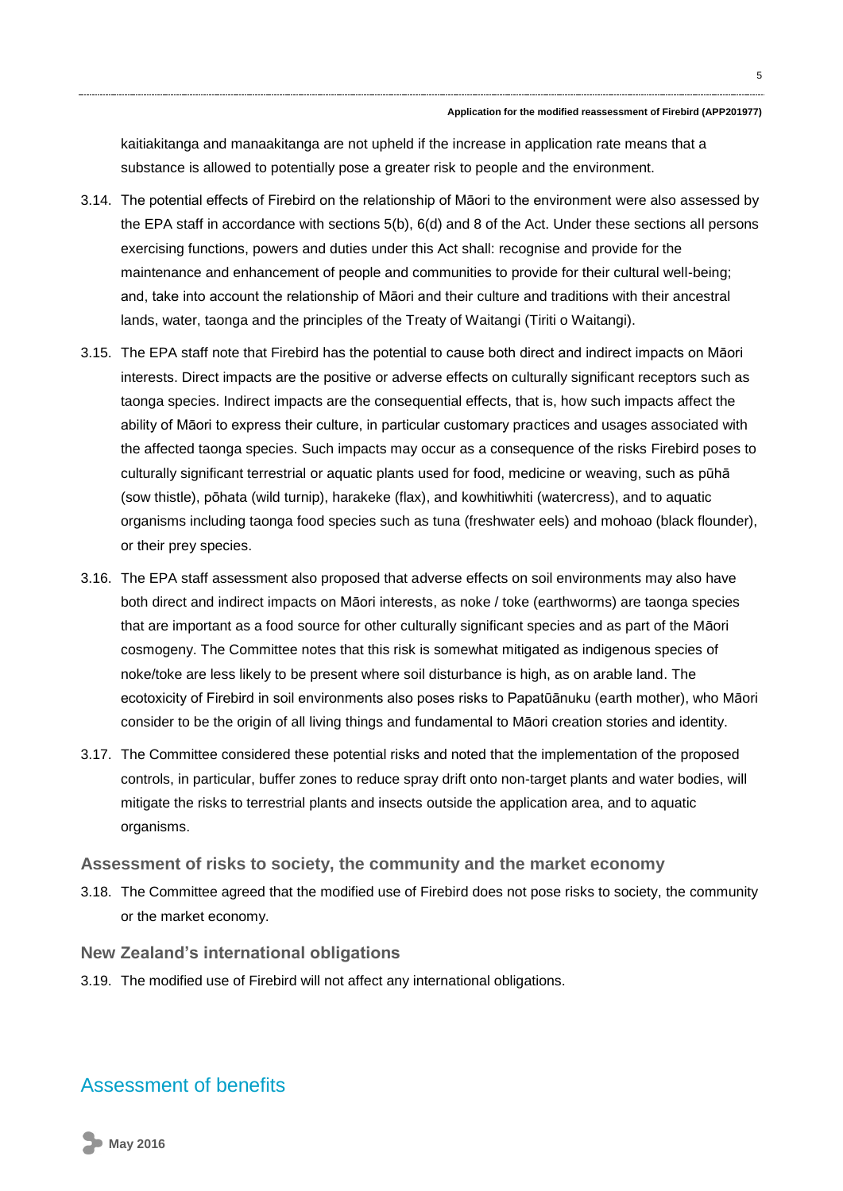kaitiakitanga and manaakitanga are not upheld if the increase in application rate means that a substance is allowed to potentially pose a greater risk to people and the environment.

3.14. The potential effects of Firebird on the relationship of Māori to the environment were also assessed by the EPA staff in accordance with sections 5(b), 6(d) and 8 of the Act. Under these sections all persons exercising functions, powers and duties under this Act shall: recognise and provide for the maintenance and enhancement of people and communities to provide for their cultural well-being; and, take into account the relationship of Māori and their culture and traditions with their ancestral lands, water, taonga and the principles of the Treaty of Waitangi (Tiriti o Waitangi).

3.15. The EPA staff note that Firebird has the potential to cause both direct and indirect impacts on Māori interests. Direct impacts are the positive or adverse effects on culturally significant receptors such as taonga species. Indirect impacts are the consequential effects, that is, how such impacts affect the ability of Māori to express their culture, in particular customary practices and usages associated with the affected taonga species. Such impacts may occur as a consequence of the risks Firebird poses to culturally significant terrestrial or aquatic plants used for food, medicine or weaving, such as pūhā (sow thistle), pōhata (wild turnip), harakeke (flax), and kowhitiwhiti (watercress), and to aquatic organisms including taonga food species such as tuna (freshwater eels) and mohoao (black flounder), or their prey species.

3.16. The EPA staff assessment also proposed that adverse effects on soil environments may also have both direct and indirect impacts on Māori interests, as noke / toke (earthworms) are taonga species that are important as a food source for other culturally significant species and as part of the Māori cosmogeny. The Committee notes that this risk is somewhat mitigated as indigenous species of noke/toke are less likely to be present where soil disturbance is high, as on arable land. The ecotoxicity of Firebird in soil environments also poses risks to Papatūānuku (earth mother), who Māori consider to be the origin of all living things and fundamental to Māori creation stories and identity.

3.17. The Committee considered these potential risks and noted that the implementation of the proposed controls, in particular, buffer zones to reduce spray drift onto non-target plants and water bodies, will mitigate the risks to terrestrial plants and insects outside the application area, and to aquatic organisms.

### Assessment of risks to society, the community and the market economy

3.18. The Committee agreed that the modified use of Firebird does not pose risks to society, the community or the market economy.

### New Zealand's international obligations

3.19. The modified use of Firebird will not affect any international obligations.

## Assessment of benefits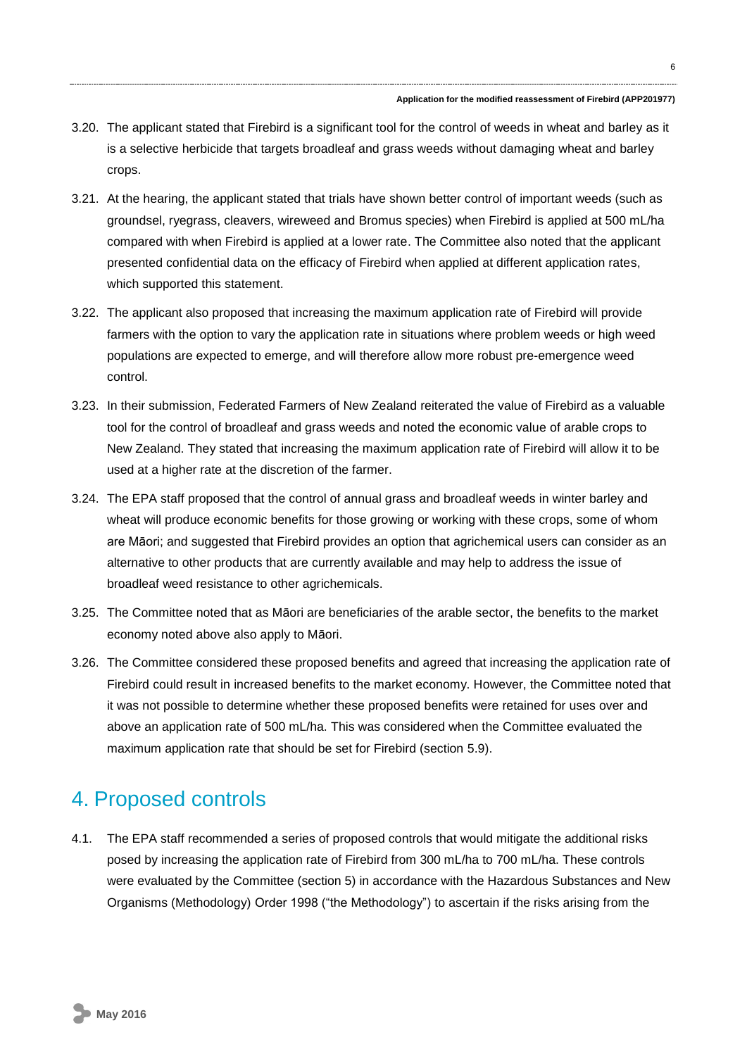3.20. The applicant stated that Firebird is a significant tool for the control of weeds in wheat and barley as it is a selective herbicide that targets broadleaf and grass weeds without damaging wheat and barley crops.

3.21. At the hearing, the applicant stated that trials have shown better control of important weeds (such as groundsel, ryegrass, cleavers, wireweed and Bromus species) when Firebird is applied at 500 mL/ha compared with when Firebird is applied at a lower rate. The Committee also noted that the applicant presented confidential data on the efficacy of Firebird when applied at different application rates, which supported this statement.

3.22. The applicant also proposed that increasing the maximum application rate of Firebird will provide farmers with the option to vary the application rate in situations where problem weeds or high weed populations are expected to emerge, and will therefore allow more robust pre-emergence weed control.

3.23. In their submission, Federated Farmers of New Zealand reiterated the value of Firebird as a valuable tool for the control of broadleaf and grass weeds and noted the economic value of arable crops to New Zealand. They stated that increasing the maximum application rate of Firebird will allow it to be used at a higher rate at the discretion of the farmer.

3.24. The EPA staff proposed that the control of annual grass and broadleaf weeds in winter barley and wheat will produce economic benefits for those growing or working with these crops, some of whom are Māori; and suggested that Firebird provides an option that agrichemical users can consider as an alternative to other products that are currently available and may help to address the issue of broadleaf weed resistance to other agrichemicals.

3.25. The Committee noted that as Māori are beneficiaries of the arable sector, the benefits to the market economy noted above also apply to Māori.

3.26. The Committee considered these proposed benefits and agreed that increasing the application rate of Firebird could result in increased benefits to the market economy. However, the Committee noted that it was not possible to determine whether these proposed benefits were retained for uses over and above an application rate of 500 mL/ha. This was considered when the Committee evaluated the maximum application rate that should be set for Firebird (section 5.9).

# 4. Proposed controls

4.1. The EPA staff recommended a series of proposed controls that would mitigate the additional risks posed by increasing the application rate of Firebird from 300 mL/ha to 700 mL/ha. These controls were evaluated by the Committee (section 5) in accordance with the Hazardous Substances and New Organisms (Methodology) Order 1998 ("the Methodology") to ascertain if the risks arising from the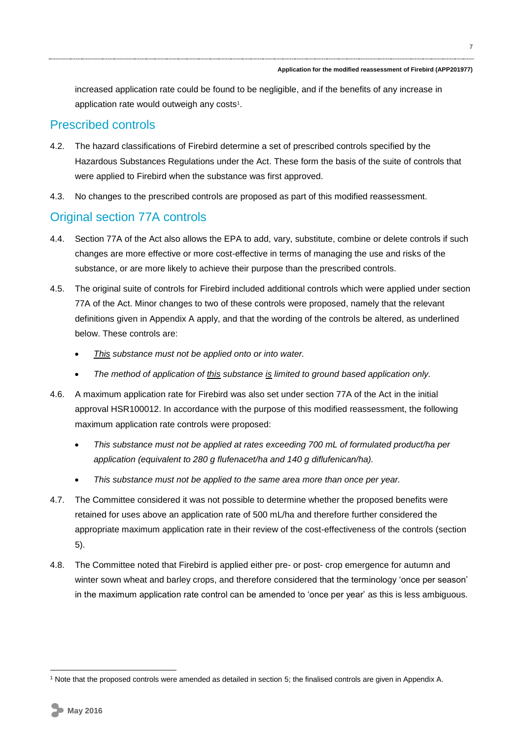increased application rate could be found to be negligible, and if the benefits of any increase in application rate would outweigh any costs[1].

## Prescribed controls

4.2. The hazard classifications of Firebird determine a set of prescribed controls specified by the Hazardous Substances Regulations under the Act. These form the basis of the suite of controls that were applied to Firebird when the substance was first approved.

4.3. No changes to the prescribed controls are proposed as part of this modified reassessment.

## Original section 77A controls

4.4. Section 77A of the Act also allows the EPA to add, vary, substitute, combine or delete controls if such changes are more effective or more cost-effective in terms of managing the use and risks of the substance, or are more likely to achieve their purpose than the prescribed controls.

4.5. The original suite of controls for Firebird included additional controls which were applied under section 77A of the Act. Minor changes to two of these controls were proposed, namely that the relevant definitions given in Appendix A apply, and that the wording of the controls be altered, as underlined below. These controls are:

- *<u>This</u> substance must not be applied onto or into water.*
- *The method of application of <u>this</u> substance <u>is</u> limited to ground based application only.*

4.6. A maximum application rate for Firebird was also set under section 77A of the Act in the initial approval HSR100012. In accordance with the purpose of this modified reassessment, the following maximum application rate controls were proposed:

- *This substance must not be applied at rates exceeding 700 mL of formulated product/ha per application (equivalent to 280 g flufenacet/ha and 140 g diflufenican/ha).*
- *This substance must not be applied to the same area more than once per year.*

4.7. The Committee considered it was not possible to determine whether the proposed benefits were retained for uses above an application rate of 500 mL/ha and therefore further considered the appropriate maximum application rate in their review of the cost-effectiveness of the controls (section 5).

4.8. The Committee noted that Firebird is applied either pre- or post- crop emergence for autumn and winter sown wheat and barley crops, and therefore considered that the terminology 'once per season' in the maximum application rate control can be amended to 'once per year' as this is less ambiguous.

---

[1] Note that the proposed controls were amended as detailed in section 5; the finalised controls are given in Appendix A.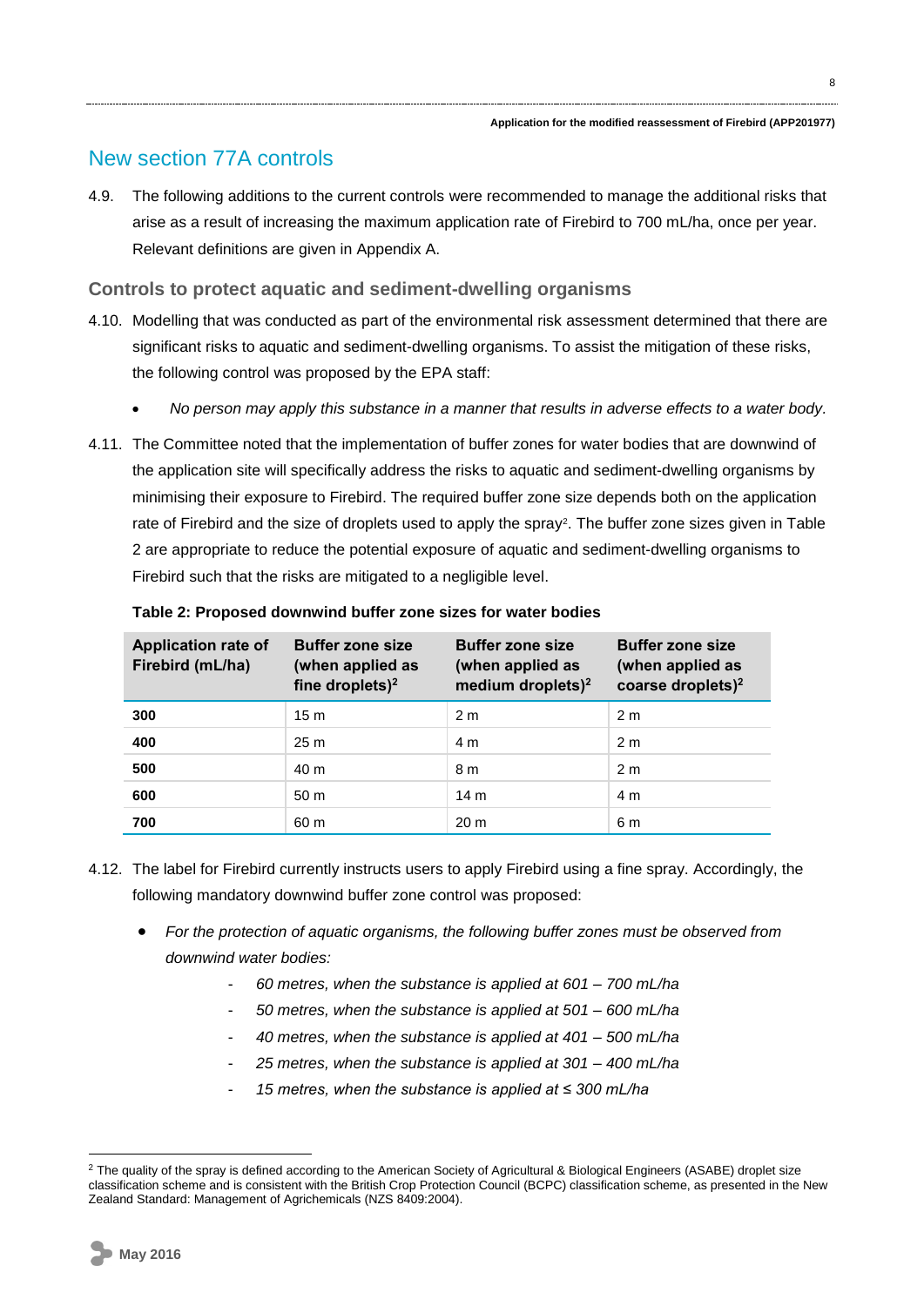## New section 77A controls

4.9. The following additions to the current controls were recommended to manage the additional risks that arise as a result of increasing the maximum application rate of Firebird to 700 mL/ha, once per year. Relevant definitions are given in Appendix A.

### Controls to protect aquatic and sediment-dwelling organisms

4.10. Modelling that was conducted as part of the environmental risk assessment determined that there are significant risks to aquatic and sediment-dwelling organisms. To assist the mitigation of these risks, the following control was proposed by the EPA staff:

- *No person may apply this substance in a manner that results in adverse effects to a water body.*

4.11. The Committee noted that the implementation of buffer zones for water bodies that are downwind of the application site will specifically address the risks to aquatic and sediment-dwelling organisms by minimising their exposure to Firebird. The required buffer zone size depends both on the application rate of Firebird and the size of droplets used to apply the spray[2]. The buffer zone sizes given in Table 2 are appropriate to reduce the potential exposure of aquatic and sediment-dwelling organisms to Firebird such that the risks are mitigated to a negligible level.

**Table 2: Proposed downwind buffer zone sizes for water bodies**

| Application rate of Firebird (mL/ha) | Buffer zone size (when applied as fine droplets)[2] | Buffer zone size (when applied as medium droplets)[2] | Buffer zone size (when applied as coarse droplets)[2] |
|---|---|---|---|
| **300** | 15 m | 2 m | 2 m |
| **400** | 25 m | 4 m | 2 m |
| **500** | 40 m | 8 m | 2 m |
| **600** | 50 m | 14 m | 4 m |
| **700** | 60 m | 20 m | 6 m |

4.12. The label for Firebird currently instructs users to apply Firebird using a fine spray. Accordingly, the following mandatory downwind buffer zone control was proposed:

- *For the protection of aquatic organisms, the following buffer zones must be observed from downwind water bodies:*
  - *60 metres, when the substance is applied at 601 – 700 mL/ha*
  - *50 metres, when the substance is applied at 501 – 600 mL/ha*
  - *40 metres, when the substance is applied at 401 – 500 mL/ha*
  - *25 metres, when the substance is applied at 301 – 400 mL/ha*
  - *15 metres, when the substance is applied at ≤ 300 mL/ha*

[2] The quality of the spray is defined according to the American Society of Agricultural & Biological Engineers (ASABE) droplet size classification scheme and is consistent with the British Crop Protection Council (BCPC) classification scheme, as presented in the New Zealand Standard: Management of Agrichemicals (NZS 8409:2004).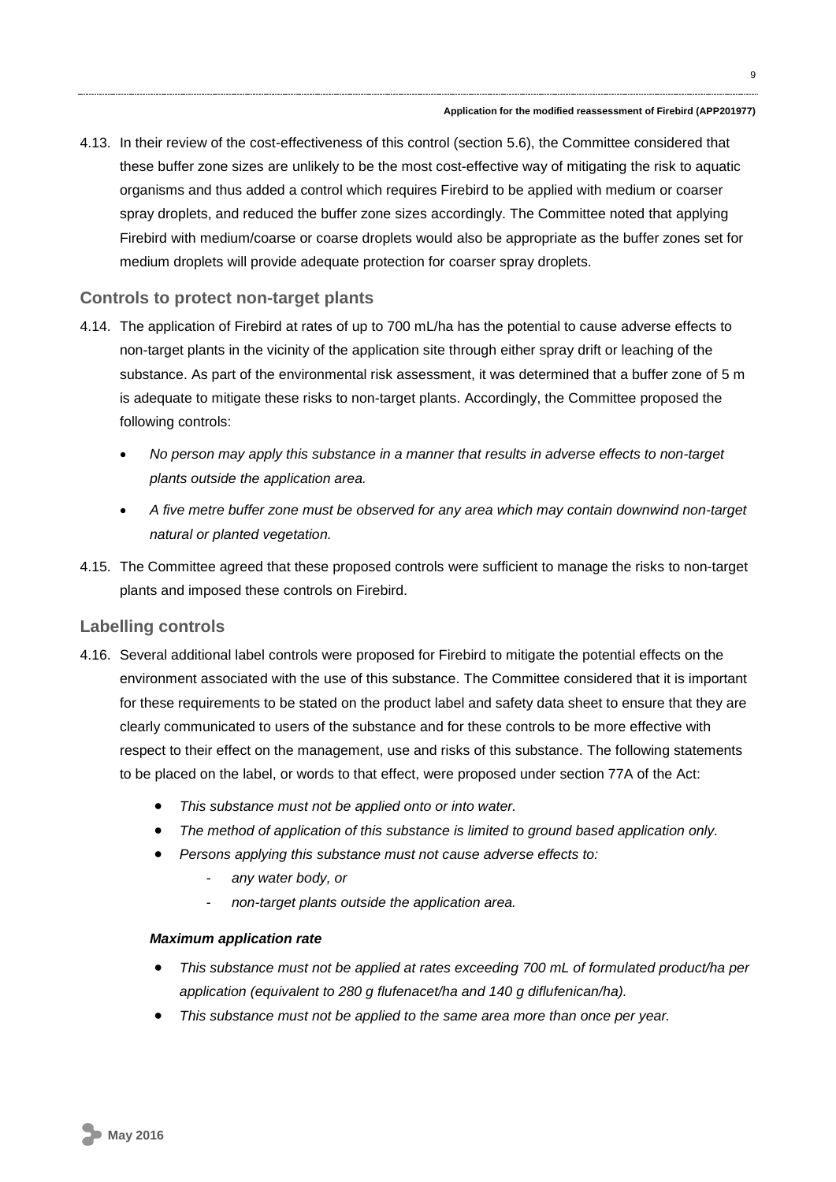4.13. In their review of the cost-effectiveness of this control (section 5.6), the Committee considered that these buffer zone sizes are unlikely to be the most cost-effective way of mitigating the risk to aquatic organisms and thus added a control which requires Firebird to be applied with medium or coarser spray droplets, and reduced the buffer zone sizes accordingly. The Committee noted that applying Firebird with medium/coarse or coarse droplets would also be appropriate as the buffer zones set for medium droplets will provide adequate protection for coarser spray droplets.

## Controls to protect non-target plants

4.14. The application of Firebird at rates of up to 700 mL/ha has the potential to cause adverse effects to non-target plants in the vicinity of the application site through either spray drift or leaching of the substance. As part of the environmental risk assessment, it was determined that a buffer zone of 5 m is adequate to mitigate these risks to non-target plants. Accordingly, the Committee proposed the following controls:

- *No person may apply this substance in a manner that results in adverse effects to non-target plants outside the application area.*
- *A five metre buffer zone must be observed for any area which may contain downwind non-target natural or planted vegetation.*

4.15. The Committee agreed that these proposed controls were sufficient to manage the risks to non-target plants and imposed these controls on Firebird.

## Labelling controls

4.16. Several additional label controls were proposed for Firebird to mitigate the potential effects on the environment associated with the use of this substance. The Committee considered that it is important for these requirements to be stated on the product label and safety data sheet to ensure that they are clearly communicated to users of the substance and for these controls to be more effective with respect to their effect on the management, use and risks of this substance. The following statements to be placed on the label, or words to that effect, were proposed under section 77A of the Act:

- *This substance must not be applied onto or into water.*
- *The method of application of this substance is limited to ground based application only.*
- *Persons applying this substance must not cause adverse effects to:*
  - *any water body, or*
  - *non-target plants outside the application area.*

***Maximum application rate***

- *This substance must not be applied at rates exceeding 700 mL of formulated product/ha per application (equivalent to 280 g flufenacet/ha and 140 g diflufenican/ha).*
- *This substance must not be applied to the same area more than once per year.*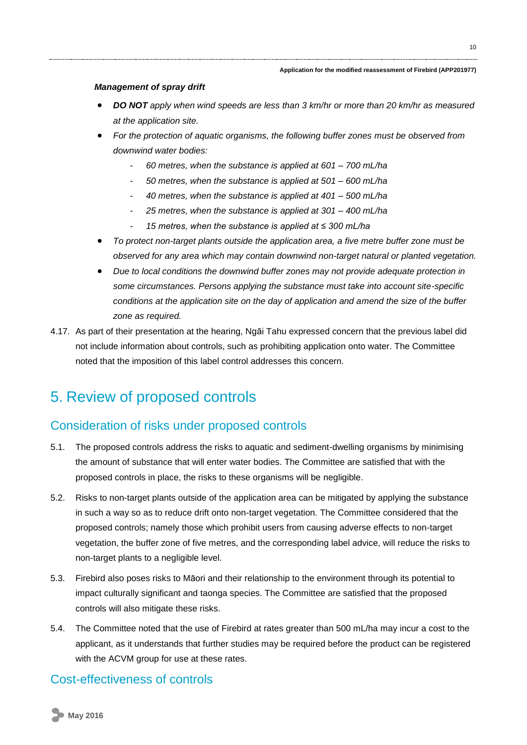***Management of spray drift***

- ***DO NOT*** *apply when wind speeds are less than 3 km/hr or more than 20 km/hr as measured at the application site.*
- *For the protection of aquatic organisms, the following buffer zones must be observed from downwind water bodies:*
  - *60 metres, when the substance is applied at 601 – 700 mL/ha*
  - *50 metres, when the substance is applied at 501 – 600 mL/ha*
  - *40 metres, when the substance is applied at 401 – 500 mL/ha*
  - *25 metres, when the substance is applied at 301 – 400 mL/ha*
  - *15 metres, when the substance is applied at ≤ 300 mL/ha*
- *To protect non-target plants outside the application area, a five metre buffer zone must be observed for any area which may contain downwind non-target natural or planted vegetation.*
- *Due to local conditions the downwind buffer zones may not provide adequate protection in some circumstances. Persons applying the substance must take into account site-specific conditions at the application site on the day of application and amend the size of the buffer zone as required.*

4.17. As part of their presentation at the hearing, Ngāi Tahu expressed concern that the previous label did not include information about controls, such as prohibiting application onto water. The Committee noted that the imposition of this label control addresses this concern.

# 5. Review of proposed controls

## Consideration of risks under proposed controls

5.1. The proposed controls address the risks to aquatic and sediment-dwelling organisms by minimising the amount of substance that will enter water bodies. The Committee are satisfied that with the proposed controls in place, the risks to these organisms will be negligible.

5.2. Risks to non-target plants outside of the application area can be mitigated by applying the substance in such a way so as to reduce drift onto non-target vegetation. The Committee considered that the proposed controls; namely those which prohibit users from causing adverse effects to non-target vegetation, the buffer zone of five metres, and the corresponding label advice, will reduce the risks to non-target plants to a negligible level.

5.3. Firebird also poses risks to Māori and their relationship to the environment through its potential to impact culturally significant and taonga species. The Committee are satisfied that the proposed controls will also mitigate these risks.

5.4. The Committee noted that the use of Firebird at rates greater than 500 mL/ha may incur a cost to the applicant, as it understands that further studies may be required before the product can be registered with the ACVM group for use at these rates.

## Cost-effectiveness of controls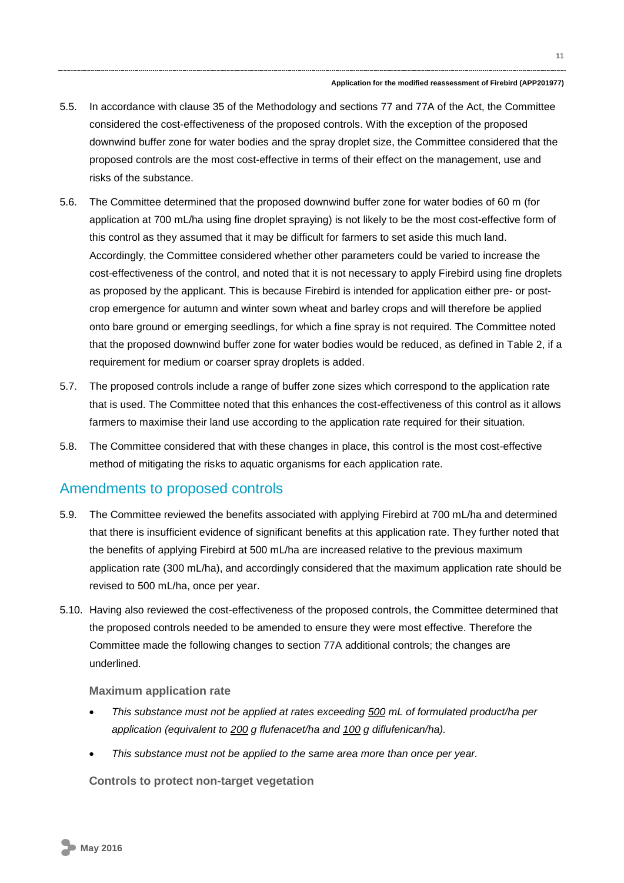5.5. In accordance with clause 35 of the Methodology and sections 77 and 77A of the Act, the Committee considered the cost-effectiveness of the proposed controls. With the exception of the proposed downwind buffer zone for water bodies and the spray droplet size, the Committee considered that the proposed controls are the most cost-effective in terms of their effect on the management, use and risks of the substance.

5.6. The Committee determined that the proposed downwind buffer zone for water bodies of 60 m (for application at 700 mL/ha using fine droplet spraying) is not likely to be the most cost-effective form of this control as they assumed that it may be difficult for farmers to set aside this much land. Accordingly, the Committee considered whether other parameters could be varied to increase the cost-effectiveness of the control, and noted that it is not necessary to apply Firebird using fine droplets as proposed by the applicant. This is because Firebird is intended for application either pre- or post-crop emergence for autumn and winter sown wheat and barley crops and will therefore be applied onto bare ground or emerging seedlings, for which a fine spray is not required. The Committee noted that the proposed downwind buffer zone for water bodies would be reduced, as defined in Table 2, if a requirement for medium or coarser spray droplets is added.

5.7. The proposed controls include a range of buffer zone sizes which correspond to the application rate that is used. The Committee noted that this enhances the cost-effectiveness of this control as it allows farmers to maximise their land use according to the application rate required for their situation.

5.8. The Committee considered that with these changes in place, this control is the most cost-effective method of mitigating the risks to aquatic organisms for each application rate.

## Amendments to proposed controls

5.9. The Committee reviewed the benefits associated with applying Firebird at 700 mL/ha and determined that there is insufficient evidence of significant benefits at this application rate. They further noted that the benefits of applying Firebird at 500 mL/ha are increased relative to the previous maximum application rate (300 mL/ha), and accordingly considered that the maximum application rate should be revised to 500 mL/ha, once per year.

5.10. Having also reviewed the cost-effectiveness of the proposed controls, the Committee determined that the proposed controls needed to be amended to ensure they were most effective. Therefore the Committee made the following changes to section 77A additional controls; the changes are underlined.

**Maximum application rate**

- *This substance must not be applied at rates exceeding <u>500</u> mL of formulated product/ha per application (equivalent to <u>200</u> g flufenacet/ha and <u>100</u> g diflufenican/ha).*
- *This substance must not be applied to the same area more than once per year.*

**Controls to protect non-target vegetation**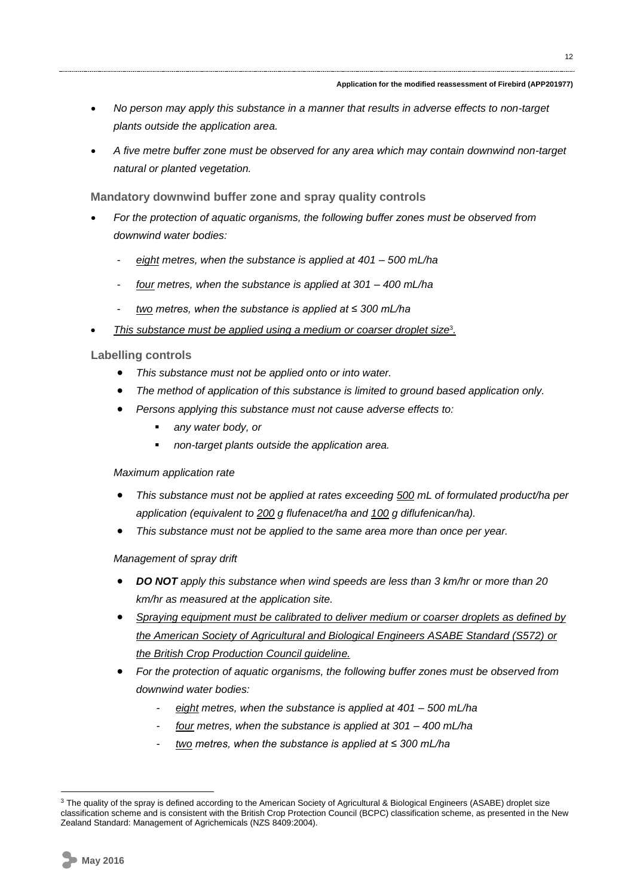- *No person may apply this substance in a manner that results in adverse effects to non-target plants outside the application area.*
- *A five metre buffer zone must be observed for any area which may contain downwind non-target natural or planted vegetation.*

**Mandatory downwind buffer zone and spray quality controls**

- *For the protection of aquatic organisms, the following buffer zones must be observed from downwind water bodies:*
    - *eight metres, when the substance is applied at 401 – 500 mL/ha*
    - *four metres, when the substance is applied at 301 – 400 mL/ha*
    - *two metres, when the substance is applied at ≤ 300 mL/ha*
- *This substance must be applied using a medium or coarser droplet size*[3].

**Labelling controls**

- *This substance must not be applied onto or into water.*
- *The method of application of this substance is limited to ground based application only.*
- *Persons applying this substance must not cause adverse effects to:*
    - *any water body, or*
    - *non-target plants outside the application area.*

*Maximum application rate*

- *This substance must not be applied at rates exceeding 500 mL of formulated product/ha per application (equivalent to 200 g flufenacet/ha and 100 g diflufenican/ha).*
- *This substance must not be applied to the same area more than once per year.*

*Management of spray drift*

- ***DO NOT*** *apply this substance when wind speeds are less than 3 km/hr or more than 20 km/hr as measured at the application site.*
- *Spraying equipment must be calibrated to deliver medium or coarser droplets as defined by the American Society of Agricultural and Biological Engineers ASABE Standard (S572) or the British Crop Production Council guideline.*
- *For the protection of aquatic organisms, the following buffer zones must be observed from downwind water bodies:*
    - *eight metres, when the substance is applied at 401 – 500 mL/ha*
    - *four metres, when the substance is applied at 301 – 400 mL/ha*
    - *two metres, when the substance is applied at ≤ 300 mL/ha*

[3] The quality of the spray is defined according to the American Society of Agricultural & Biological Engineers (ASABE) droplet size classification scheme and is consistent with the British Crop Protection Council (BCPC) classification scheme, as presented in the New Zealand Standard: Management of Agrichemicals (NZS 8409:2004).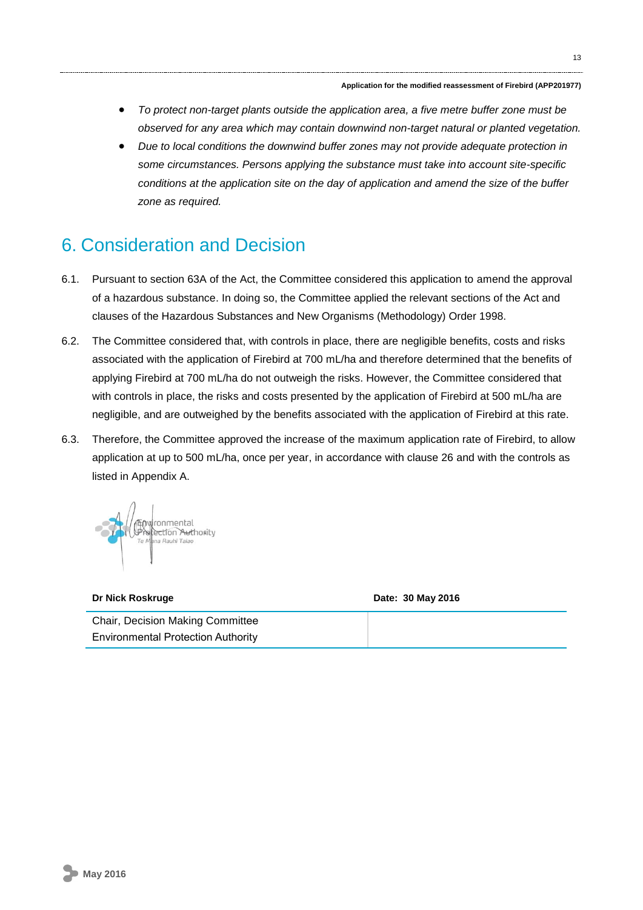- *To protect non-target plants outside the application area, a five metre buffer zone must be observed for any area which may contain downwind non-target natural or planted vegetation.*
- *Due to local conditions the downwind buffer zones may not provide adequate protection in some circumstances. Persons applying the substance must take into account site-specific conditions at the application site on the day of application and amend the size of the buffer zone as required.*

# 6. Consideration and Decision

6.1. Pursuant to section 63A of the Act, the Committee considered this application to amend the approval of a hazardous substance. In doing so, the Committee applied the relevant sections of the Act and clauses of the Hazardous Substances and New Organisms (Methodology) Order 1998.

6.2. The Committee considered that, with controls in place, there are negligible benefits, costs and risks associated with the application of Firebird at 700 mL/ha and therefore determined that the benefits of applying Firebird at 700 mL/ha do not outweigh the risks. However, the Committee considered that with controls in place, the risks and costs presented by the application of Firebird at 500 mL/ha are negligible, and are outweighed by the benefits associated with the application of Firebird at this rate.

6.3. Therefore, the Committee approved the increase of the maximum application rate of Firebird, to allow application at up to 500 mL/ha, once per year, in accordance with clause 26 and with the controls as listed in Appendix A.

| **Dr Nick Roskruge** | **Date: 30 May 2016** |
|---|---|
| Chair, Decision Making Committee<br>Environmental Protection Authority | |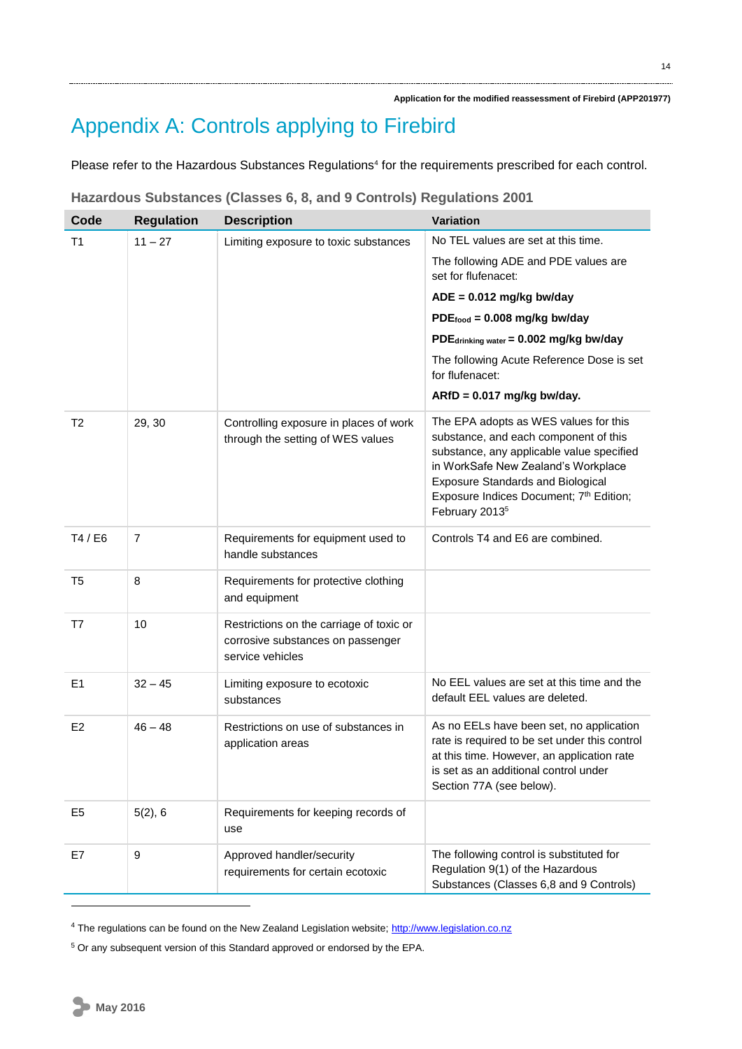# Appendix A: Controls applying to Firebird

Please refer to the Hazardous Substances Regulations[4] for the requirements prescribed for each control.

## Hazardous Substances (Classes 6, 8, and 9 Controls) Regulations 2001

| Code | Regulation | Description | Variation |
|---|---|---|---|
| T1 | 11 – 27 | Limiting exposure to toxic substances | No TEL values are set at this time.<br>The following ADE and PDE values are set for flufenacet:<br>**ADE = 0.012 mg/kg bw/day**<br>**$PDE_{food}$ = 0.008 mg/kg bw/day**<br>**$PDE_{drinking\ water}$ = 0.002 mg/kg bw/day**<br>The following Acute Reference Dose is set for flufenacet:<br>**ARfD = 0.017 mg/kg bw/day.** |
| T2 | 29, 30 | Controlling exposure in places of work through the setting of WES values | The EPA adopts as WES values for this substance, and each component of this substance, any applicable value specified in WorkSafe New Zealand's Workplace Exposure Standards and Biological Exposure Indices Document; 7th Edition; February 2013[5] |
| T4 / E6 | 7 | Requirements for equipment used to handle substances | Controls T4 and E6 are combined. |
| T5 | 8 | Requirements for protective clothing and equipment | |
| T7 | 10 | Restrictions on the carriage of toxic or corrosive substances on passenger service vehicles | |
| E1 | 32 – 45 | Limiting exposure to ecotoxic substances | No EEL values are set at this time and the default EEL values are deleted. |
| E2 | 46 – 48 | Restrictions on use of substances in application areas | As no EELs have been set, no application rate is required to be set under this control at this time. However, an application rate is set as an additional control under Section 77A (see below). |
| E5 | 5(2), 6 | Requirements for keeping records of use | |
| E7 | 9 | Approved handler/security requirements for certain ecotoxic | The following control is substituted for Regulation 9(1) of the Hazardous Substances (Classes 6,8 and 9 Controls) |

[4] The regulations can be found on the New Zealand Legislation website; http://www.legislation.co.nz

[5] Or any subsequent version of this Standard approved or endorsed by the EPA.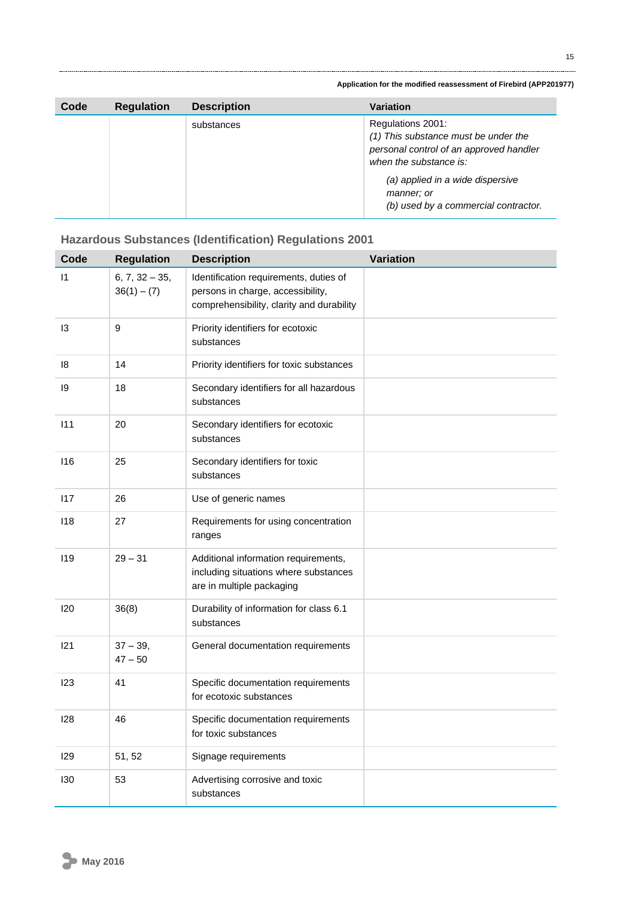| Code | Regulation | Description | Variation |
|---|---|---|---|
| | | substances | Regulations 2001: *(1) This substance must be under the personal control of an approved handler when the substance is:* *(a) applied in a wide dispersive manner; or* *(b) used by a commercial contractor.* |

## Hazardous Substances (Identification) Regulations 2001

| Code | Regulation | Description | Variation |
|---|---|---|---|
| I1 | 6, 7, 32 – 35, 36(1) – (7) | Identification requirements, duties of persons in charge, accessibility, comprehensibility, clarity and durability | |
| I3 | 9 | Priority identifiers for ecotoxic substances | |
| I8 | 14 | Priority identifiers for toxic substances | |
| I9 | 18 | Secondary identifiers for all hazardous substances | |
| I11 | 20 | Secondary identifiers for ecotoxic substances | |
| I16 | 25 | Secondary identifiers for toxic substances | |
| I17 | 26 | Use of generic names | |
| I18 | 27 | Requirements for using concentration ranges | |
| I19 | 29 – 31 | Additional information requirements, including situations where substances are in multiple packaging | |
| I20 | 36(8) | Durability of information for class 6.1 substances | |
| I21 | 37 – 39, 47 – 50 | General documentation requirements | |
| I23 | 41 | Specific documentation requirements for ecotoxic substances | |
| I28 | 46 | Specific documentation requirements for toxic substances | |
| I29 | 51, 52 | Signage requirements | |
| I30 | 53 | Advertising corrosive and toxic substances | |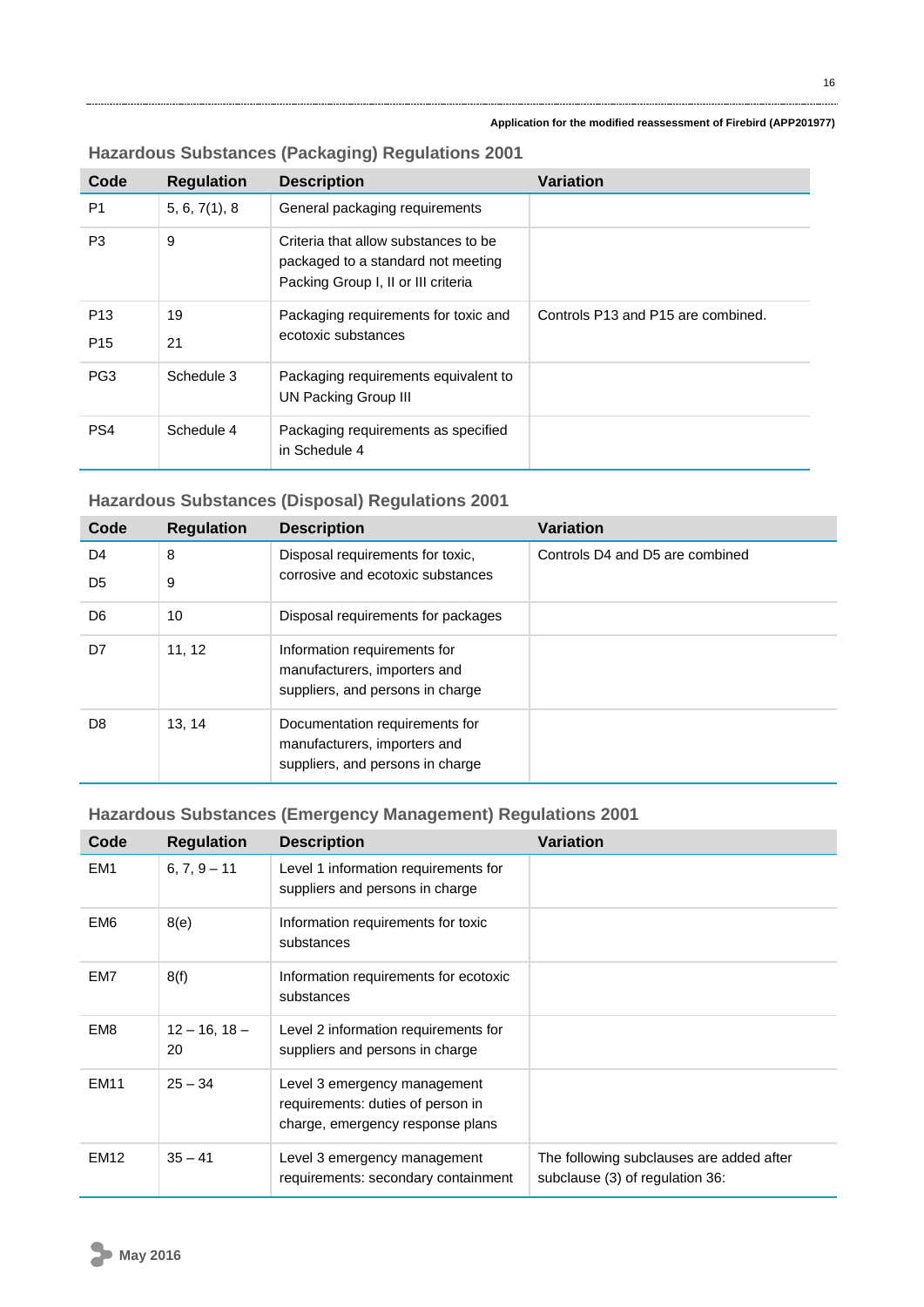### Hazardous Substances (Packaging) Regulations 2001

| Code | Regulation | Description | Variation |
|---|---|---|---|
| P1 | 5, 6, 7(1), 8 | General packaging requirements | |
| P3 | 9 | Criteria that allow substances to be packaged to a standard not meeting Packing Group I, II or III criteria | |
| P13<br>P15 | 19<br>21 | Packaging requirements for toxic and ecotoxic substances | Controls P13 and P15 are combined. |
| PG3 | Schedule 3 | Packaging requirements equivalent to UN Packing Group III | |
| PS4 | Schedule 4 | Packaging requirements as specified in Schedule 4 | |

### Hazardous Substances (Disposal) Regulations 2001

| Code | Regulation | Description | Variation |
|---|---|---|---|
| D4<br>D5 | 8<br>9 | Disposal requirements for toxic, corrosive and ecotoxic substances | Controls D4 and D5 are combined |
| D6 | 10 | Disposal requirements for packages | |
| D7 | 11, 12 | Information requirements for manufacturers, importers and suppliers, and persons in charge | |
| D8 | 13, 14 | Documentation requirements for manufacturers, importers and suppliers, and persons in charge | |

### Hazardous Substances (Emergency Management) Regulations 2001

| Code | Regulation | Description | Variation |
|---|---|---|---|
| EM1 | 6, 7, 9 – 11 | Level 1 information requirements for suppliers and persons in charge | |
| EM6 | 8(e) | Information requirements for toxic substances | |
| EM7 | 8(f) | Information requirements for ecotoxic substances | |
| EM8 | 12 – 16, 18 – 20 | Level 2 information requirements for suppliers and persons in charge | |
| EM11 | 25 – 34 | Level 3 emergency management requirements: duties of person in charge, emergency response plans | |
| EM12 | 35 – 41 | Level 3 emergency management requirements: secondary containment | The following subclauses are added after subclause (3) of regulation 36: |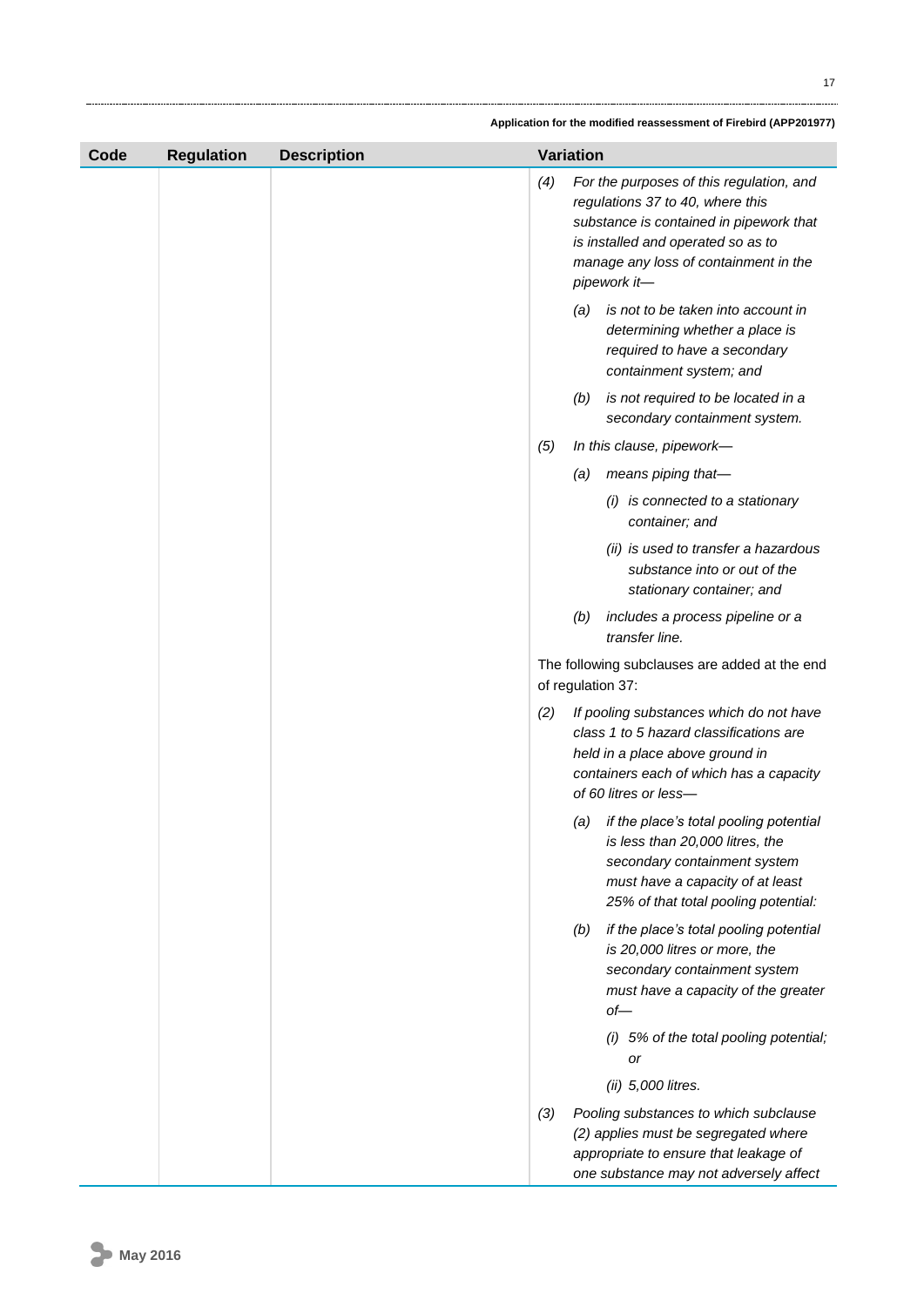| Code | Regulation | Description | Variation |
|---|---|---|---|
| | | | *(4) For the purposes of this regulation, and regulations 37 to 40, where this substance is contained in pipework that is installed and operated so as to manage any loss of containment in the pipework it—*<br>*(a) is not to be taken into account in determining whether a place is required to have a secondary containment system; and*<br>*(b) is not required to be located in a secondary containment system.*<br>*(5) In this clause, pipework—*<br>*(a) means piping that—*<br>*(i) is connected to a stationary container; and*<br>*(ii) is used to transfer a hazardous substance into or out of the stationary container; and*<br>*(b) includes a process pipeline or a transfer line.*<br>The following subclauses are added at the end of regulation 37:<br>*(2) If pooling substances which do not have class 1 to 5 hazard classifications are held in a place above ground in containers each of which has a capacity of 60 litres or less—*<br>*(a) if the place's total pooling potential is less than 20,000 litres, the secondary containment system must have a capacity of at least 25% of that total pooling potential:*<br>*(b) if the place's total pooling potential is 20,000 litres or more, the secondary containment system must have a capacity of the greater of—*<br>*(i) 5% of the total pooling potential; or*<br>*(ii) 5,000 litres.*<br>*(3) Pooling substances to which subclause (2) applies must be segregated where appropriate to ensure that leakage of one substance may not adversely affect* |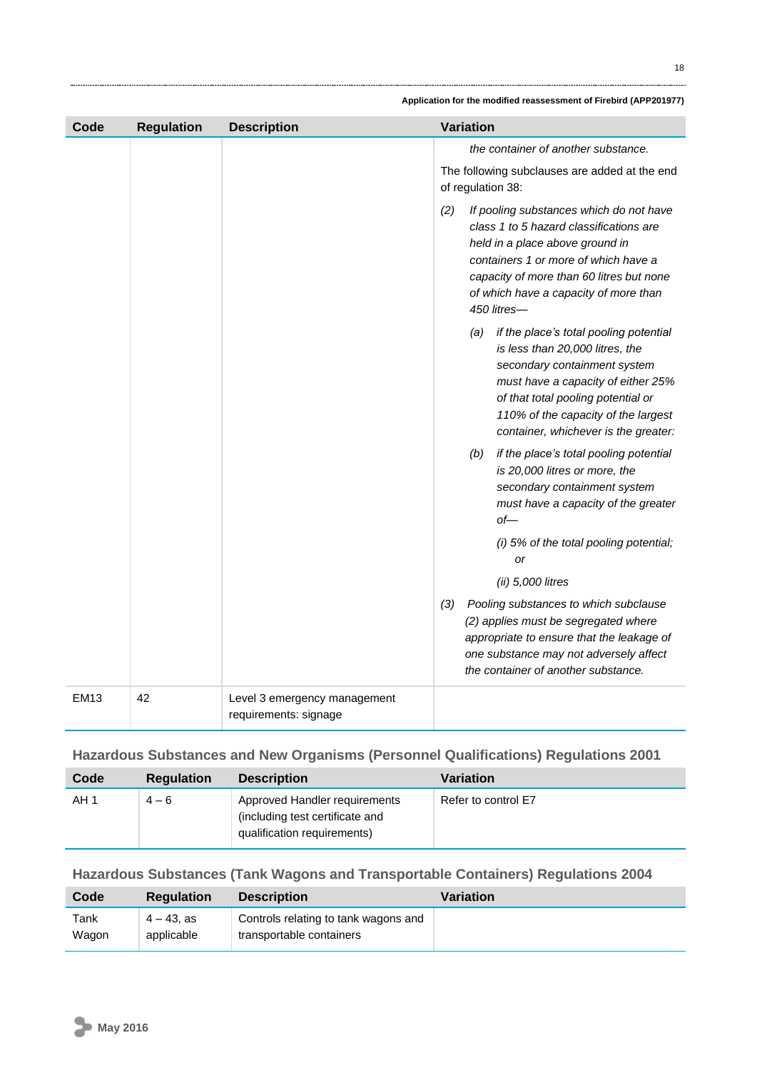| Code | Regulation | Description | Variation |
|---|---|---|---|
| | | | *the container of another substance.*<br><br>The following subclauses are added at the end of regulation 38:<br><br>*(2) If pooling substances which do not have class 1 to 5 hazard classifications are held in a place above ground in containers 1 or more of which have a capacity of more than 60 litres but none of which have a capacity of more than 450 litres—*<br><br>*(a) if the place's total pooling potential is less than 20,000 litres, the secondary containment system must have a capacity of either 25% of that total pooling potential or 110% of the capacity of the largest container, whichever is the greater:*<br><br>*(b) if the place's total pooling potential is 20,000 litres or more, the secondary containment system must have a capacity of the greater of—*<br><br>*(i) 5% of the total pooling potential; or*<br><br>*(ii) 5,000 litres*<br><br>*(3) Pooling substances to which subclause (2) applies must be segregated where appropriate to ensure that the leakage of one substance may not adversely affect the container of another substance.* |
| EM13 | 42 | Level 3 emergency management requirements: signage | |

## Hazardous Substances and New Organisms (Personnel Qualifications) Regulations 2001

| Code | Regulation | Description | Variation |
|---|---|---|---|
| AH 1 | 4 – 6 | Approved Handler requirements (including test certificate and qualification requirements) | Refer to control E7 |

## Hazardous Substances (Tank Wagons and Transportable Containers) Regulations 2004

| Code | Regulation | Description | Variation |
|---|---|---|---|
| Tank Wagon | 4 – 43, as applicable | Controls relating to tank wagons and transportable containers | |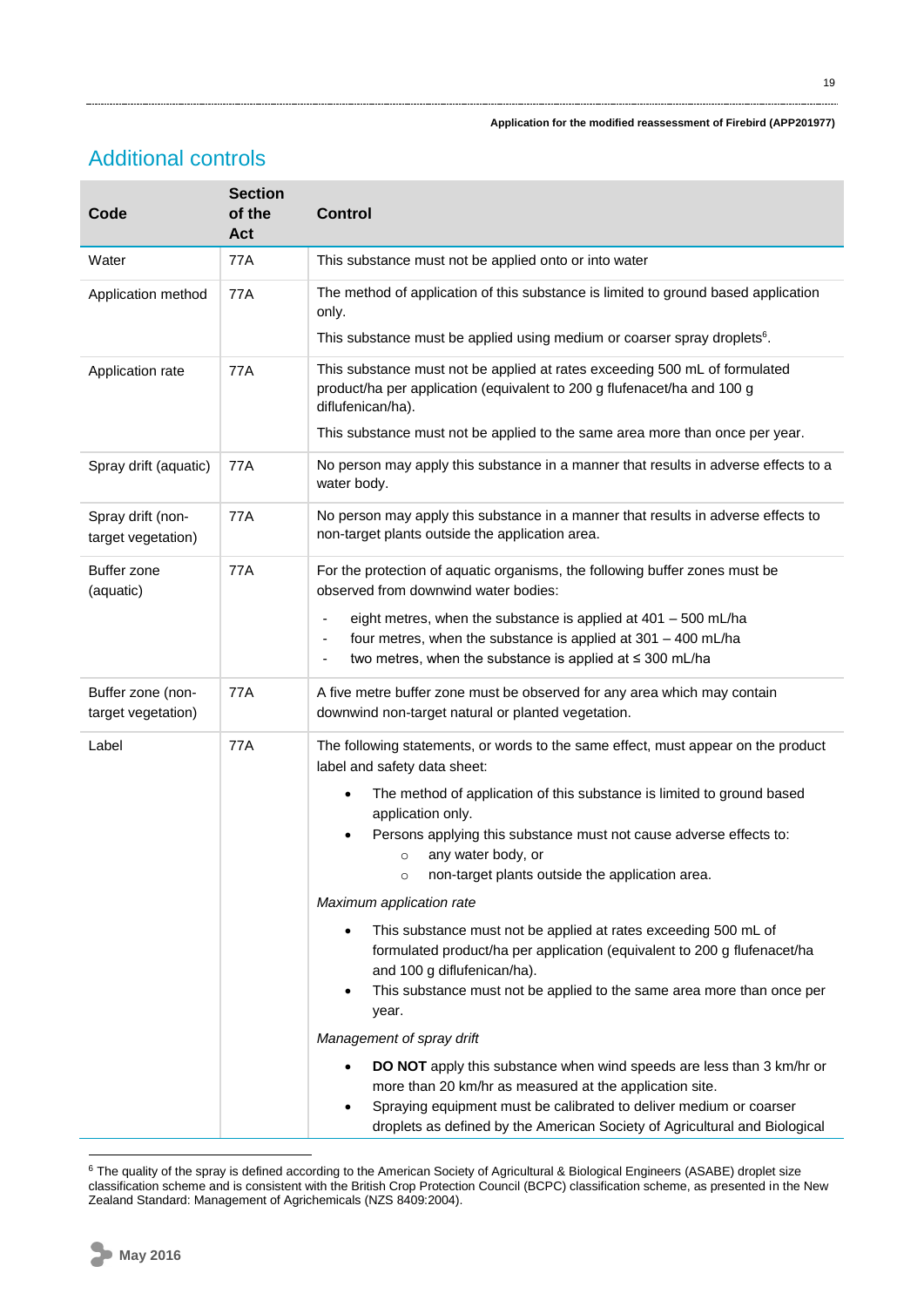## Additional controls

| Code | Section of the Act | Control |
|---|---|---|
| Water | 77A | This substance must not be applied onto or into water |
| Application method | 77A | The method of application of this substance is limited to ground based application only.<br><br>This substance must be applied using medium or coarser spray droplets[6]. |
| Application rate | 77A | This substance must not be applied at rates exceeding 500 mL of formulated product/ha per application (equivalent to 200 g flufenacet/ha and 100 g diflufenican/ha).<br><br>This substance must not be applied to the same area more than once per year. |
| Spray drift (aquatic) | 77A | No person may apply this substance in a manner that results in adverse effects to a water body. |
| Spray drift (non-target vegetation) | 77A | No person may apply this substance in a manner that results in adverse effects to non-target plants outside the application area. |
| Buffer zone (aquatic) | 77A | For the protection of aquatic organisms, the following buffer zones must be observed from downwind water bodies:<br>- eight metres, when the substance is applied at 401 – 500 mL/ha<br>- four metres, when the substance is applied at 301 – 400 mL/ha<br>- two metres, when the substance is applied at ≤ 300 mL/ha |
| Buffer zone (non-target vegetation) | 77A | A five metre buffer zone must be observed for any area which may contain downwind non-target natural or planted vegetation. |
| Label | 77A | The following statements, or words to the same effect, must appear on the product label and safety data sheet:<br>• The method of application of this substance is limited to ground based application only.<br>• Persons applying this substance must not cause adverse effects to:<br>  ○ any water body, or<br>  ○ non-target plants outside the application area.<br><br>*Maximum application rate*<br>• This substance must not be applied at rates exceeding 500 mL of formulated product/ha per application (equivalent to 200 g flufenacet/ha and 100 g diflufenican/ha).<br>• This substance must not be applied to the same area more than once per year.<br><br>*Management of spray drift*<br>• **DO NOT** apply this substance when wind speeds are less than 3 km/hr or more than 20 km/hr as measured at the application site.<br>• Spraying equipment must be calibrated to deliver medium or coarser droplets as defined by the American Society of Agricultural and Biological |

[6] The quality of the spray is defined according to the American Society of Agricultural & Biological Engineers (ASABE) droplet size classification scheme and is consistent with the British Crop Protection Council (BCPC) classification scheme, as presented in the New Zealand Standard: Management of Agrichemicals (NZS 8409:2004).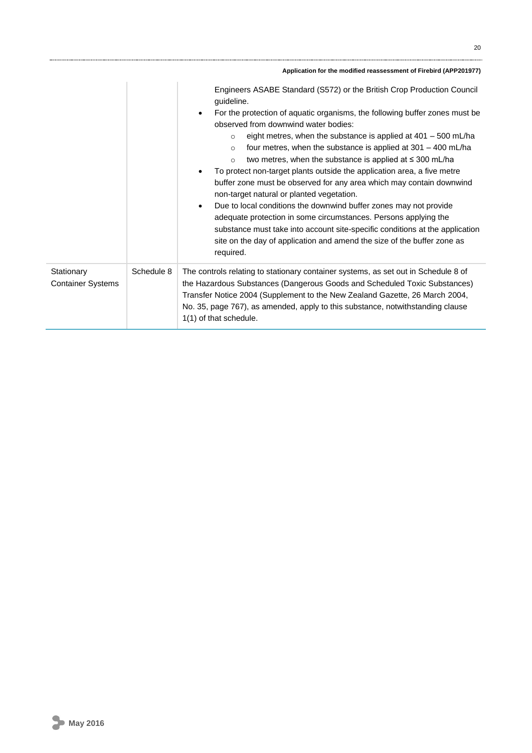| | | |
|---|---|---|
| | | Engineers ASABE Standard (S572) or the British Crop Production Council guideline.<br>• For the protection of aquatic organisms, the following buffer zones must be observed from downwind water bodies:<br>  ○ eight metres, when the substance is applied at 401 – 500 mL/ha<br>  ○ four metres, when the substance is applied at 301 – 400 mL/ha<br>  ○ two metres, when the substance is applied at ≤ 300 mL/ha<br>• To protect non-target plants outside the application area, a five metre buffer zone must be observed for any area which may contain downwind non-target natural or planted vegetation.<br>• Due to local conditions the downwind buffer zones may not provide adequate protection in some circumstances. Persons applying the substance must take into account site-specific conditions at the application site on the day of application and amend the size of the buffer zone as required. |
| Stationary Container Systems | Schedule 8 | The controls relating to stationary container systems, as set out in Schedule 8 of the Hazardous Substances (Dangerous Goods and Scheduled Toxic Substances) Transfer Notice 2004 (Supplement to the New Zealand Gazette, 26 March 2004, No. 35, page 767), as amended, apply to this substance, notwithstanding clause 1(1) of that schedule. |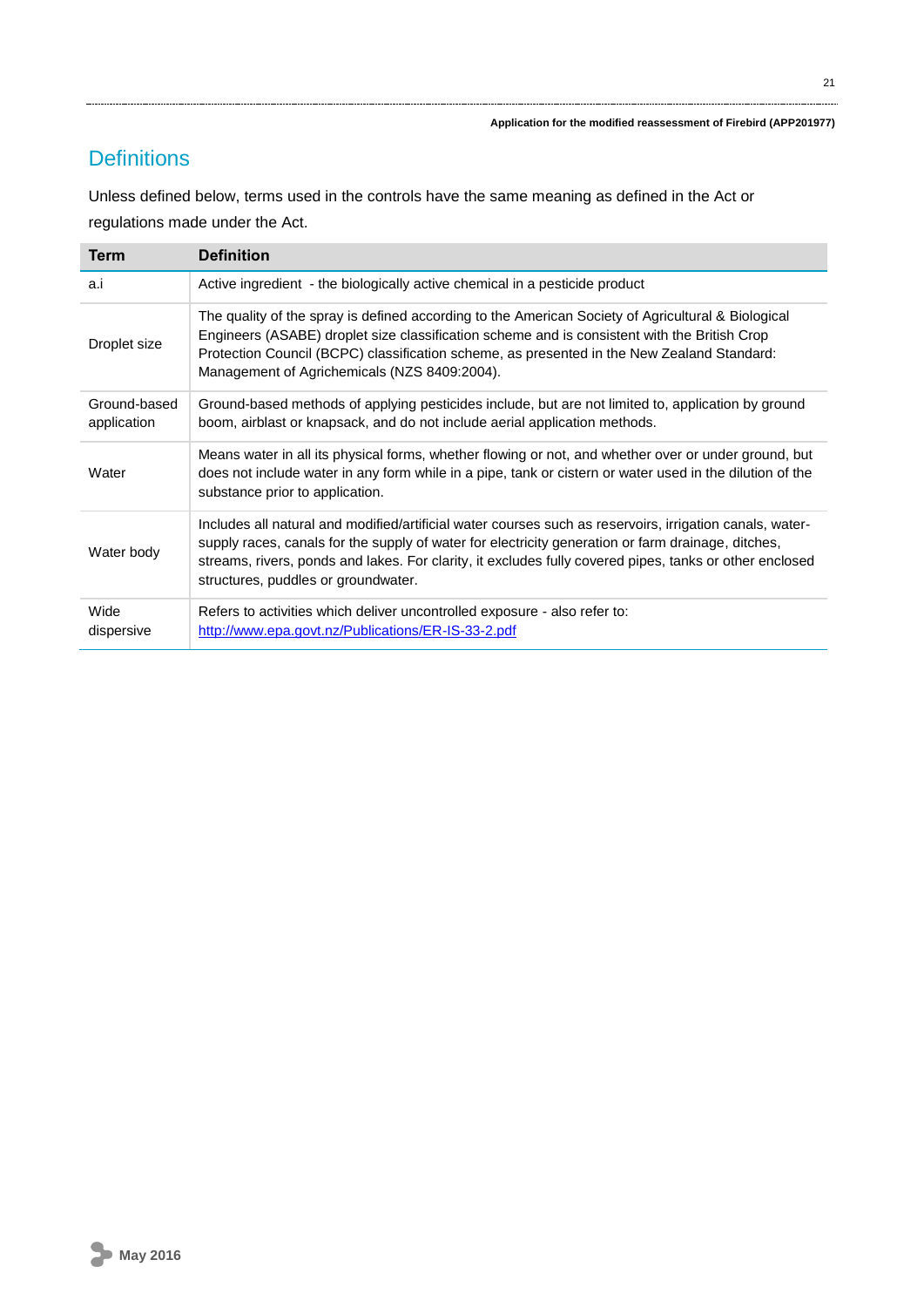## Definitions

Unless defined below, terms used in the controls have the same meaning as defined in the Act or regulations made under the Act.

| Term | Definition |
|---|---|
| a.i | Active ingredient - the biologically active chemical in a pesticide product |
| Droplet size | The quality of the spray is defined according to the American Society of Agricultural & Biological Engineers (ASABE) droplet size classification scheme and is consistent with the British Crop Protection Council (BCPC) classification scheme, as presented in the New Zealand Standard: Management of Agrichemicals (NZS 8409:2004). |
| Ground-based application | Ground-based methods of applying pesticides include, but are not limited to, application by ground boom, airblast or knapsack, and do not include aerial application methods. |
| Water | Means water in all its physical forms, whether flowing or not, and whether over or under ground, but does not include water in any form while in a pipe, tank or cistern or water used in the dilution of the substance prior to application. |
| Water body | Includes all natural and modified/artificial water courses such as reservoirs, irrigation canals, water-supply races, canals for the supply of water for electricity generation or farm drainage, ditches, streams, rivers, ponds and lakes. For clarity, it excludes fully covered pipes, tanks or other enclosed structures, puddles or groundwater. |
| Wide dispersive | Refers to activities which deliver uncontrolled exposure - also refer to: http://www.epa.govt.nz/Publications/ER-IS-33-2.pdf |